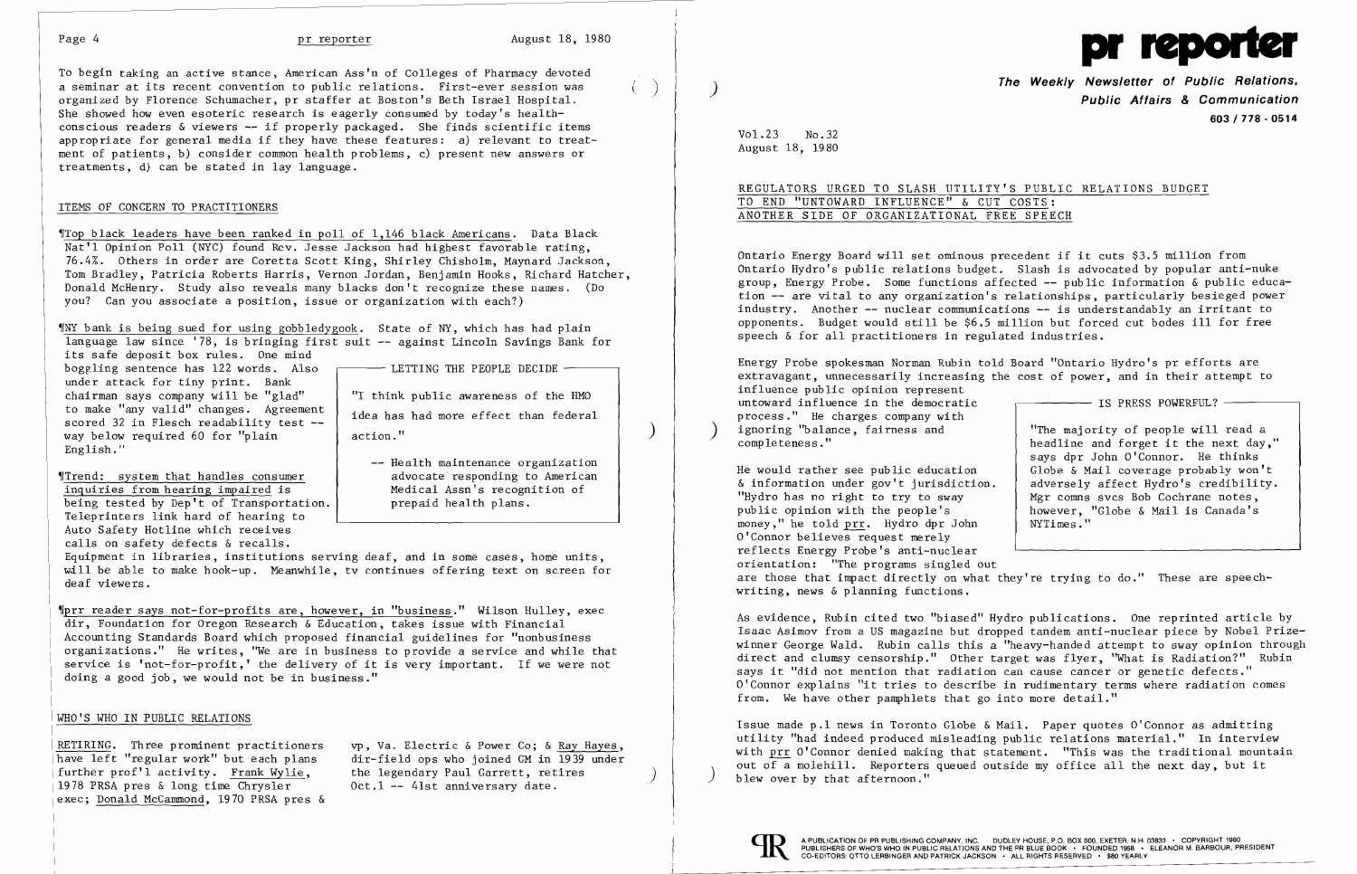To begin taking an active stance, American Ass'n of Colleges of Pharmacy devoted a seminar at its recent convention to public relations. First-ever session was organized by Florence Schumacher, pr staffer at Boston's Beth Israel Hospital. She showed how even esoteric research is eagerly consumed by today's health-conscious readers & viewers -- if properly packaged. She finds scientific items appropriate for general media if they have these features: a) relevant to treatment of patients, b) consider common health problems, c) present new answers or treatments, d) can be stated in lay language.

## ITEMS OF CONCERN TO PRACTITIONERS

¶Top black leaders have been ranked in poll of 1,146 black Americans. Data Black Nat'l Opinion Poll (NYC) found Rev. Jesse Jackson had highest favorable rating, 76.4%. Others in order are Coretta Scott King, Shirley Chisholm, Maynard Jackson, Tom Bradley, Patricia Roberts Harris, Vernon Jordan, Benjamin Hooks, Richard Hatcher, Donald McHenry. Study also reveals many blacks don't recognize these names. (Do you? Can you associate a position, issue or organization with each?)

¶NY bank is being sued for using gobbledygook. State of NY, which has had plain language law since '78, is bringing first suit -- against Lincoln Savings Bank for its safe deposit box rules. One mind boggling sentence has 122 words. Also under attack for tiny print. Bank chairman says company will be "glad" to make "any valid" changes. Agreement scored 32 in Flesch readability test -- way below required 60 for "plain English."

> **LETTING THE PEOPLE DECIDE**
>
> "I think public awareness of the HMO idea has had more effect than federal action."
>
> -- Health maintenance organization advocate responding to American Medical Assn's recognition of prepaid health plans.

¶Trend: system that handles consumer inquiries from hearing impaired is being tested by Dep't of Transportation. Teleprinters link hard of hearing to Auto Safety Hotline which receives calls on safety defects & recalls. Equipment in libraries, institutions serving deaf, and in some cases, home units, will be able to make hook-up. Meanwhile, tv continues offering text on screen for deaf viewers.

¶prr reader says not-for-profits are, however, in "business." Wilson Hulley, exec dir, Foundation for Oregon Research & Education, takes issue with Financial Accounting Standards Board which proposed financial guidelines for "nonbusiness organizations." He writes, "We are in business to provide a service and while that service is 'not-for-profit,' the delivery of it is very important. If we were not doing a good job, we would not be in business."

## WHO'S WHO IN PUBLIC RELATIONS

RETIRING. Three prominent practitioners have left "regular work" but each plans further prof'l activity. Frank Wylie, 1978 PRSA pres & long time Chrysler exec; Donald McCammond, 1970 PRSA pres & vp, Va. Electric & Power Co; & Ray Hayes, dir-field ops who joined GM in 1939 under the legendary Paul Garrett, retires Oct.1 -- 41st anniversary date.

# pr reporter

**The Weekly Newsletter of Public Relations, Public Affairs & Communication**

603 / 778 - 0514

Vol.23 No.32
August 18, 1980

## REGULATORS URGED TO SLASH UTILITY'S PUBLIC RELATIONS BUDGET TO END "UNTOWARD INFLUENCE" & CUT COSTS: ANOTHER SIDE OF ORGANIZATIONAL FREE SPEECH

Ontario Energy Board will set ominous precedent if it cuts $3.5 million from Ontario Hydro's public relations budget. Slash is advocated by popular anti-nuke group, Energy Probe. Some functions affected -- public information & public education -- are vital to any organization's relationships, particularly besieged power industry. Another -- nuclear communications -- is understandably an irritant to opponents. Budget would still be $6.5 million but forced cut bodes ill for free speech & for all practitioners in regulated industries.

Energy Probe spokesman Norman Rubin told Board "Ontario Hydro's pr efforts are extravagant, unnecessarily increasing the cost of power, and in their attempt to influence public opinion represent untoward influence in the democratic process." He charges company with ignoring "balance, fairness and completeness."

> **IS PRESS POWERFUL?**
>
> "The majority of people will read a headline and forget it the next day," says dpr John O'Connor. He thinks Globe & Mail coverage probably won't adversely affect Hydro's credibility. Mgr comns svcs Bob Cochrane notes, however, "Globe & Mail is Canada's NYTimes."

He would rather see public education & information under gov't jurisdiction. "Hydro has no right to try to sway public opinion with the people's money," he told prr. Hydro dpr John O'Connor believes request merely reflects Energy Probe's anti-nuclear orientation: "The programs singled out are those that impact directly on what they're trying to do." These are speech-writing, news & planning functions.

As evidence, Rubin cited two "biased" Hydro publications. One reprinted article by Isaac Asimov from a US magazine but dropped tandem anti-nuclear piece by Nobel Prize-winner George Wald. Rubin calls this a "heavy-handed attempt to sway opinion through direct and clumsy censorship." Other target was flyer, "What is Radiation?" Rubin says it "did not mention that radiation can cause cancer or genetic defects." O'Connor explains "it tries to describe in rudimentary terms where radiation comes from. We have other pamphlets that go into more detail."

Issue made p.1 news in Toronto Globe & Mail. Paper quotes O'Connor as admitting utility "had indeed produced misleading public relations material." In interview with prr O'Connor denied making that statement. "This was the traditional mountain out of a molehill. Reporters queued outside my office all the next day, but it blew over by that afternoon."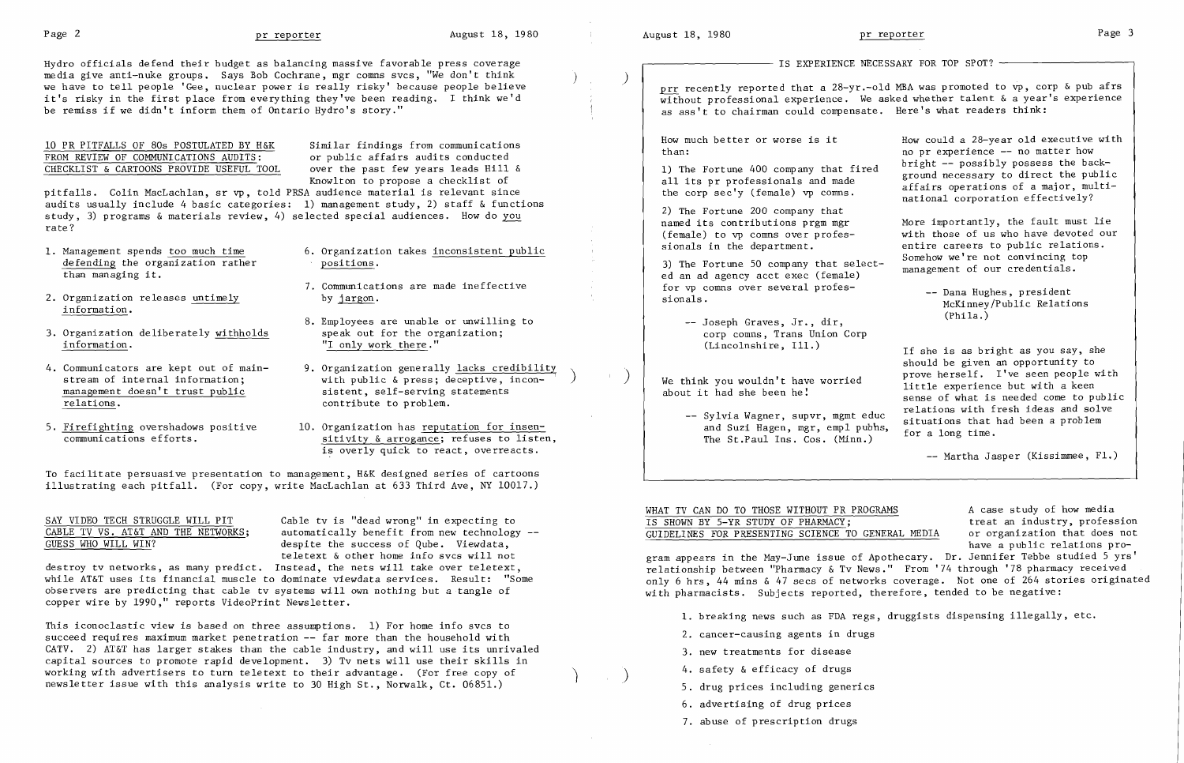Hydro officials defend their budget as balancing massive favorable press coverage media give anti-nuke groups. Says Bob Cochrane, mgr comns svcs, "We don't think we have to tell people 'Gee, nuclear power is really risky' because people believe it's risky in the first place from everything they've been reading. I think we'd be remiss if we didn't inform them of Ontario Hydro's story."

## 10 PR PITFALLS OF 80s POSTULATED BY H&K FROM REVIEW OF COMMUNICATIONS AUDITS: CHECKLIST & CARTOONS PROVIDE USEFUL TOOL

Similar findings from communications or public affairs audits conducted over the past few years leads Hill & Knowlton to propose a checklist of pitfalls. Colin MacLachlan, sr vp, told PRSA audience material is relevant since audits usually include 4 basic categories: 1) management study, 2) staff & functions study, 3) programs & materials review, 4) selected special audiences. How do you rate?

1. Management spends too much time defending the organization rather than managing it.
2. Organization releases untimely information.
3. Organization deliberately withholds information.
4. Communicators are kept out of mainstream of internal information; management doesn't trust public relations.
5. Firefighting overshadows positive communications efforts.
6. Organization takes inconsistent public positions.
7. Communications are made ineffective by jargon.
8. Employees are unable or unwilling to speak out for the organization; "I only work there."
9. Organization generally lacks credibility with public & press; deceptive, inconsistent, self-serving statements contribute to problem.
10. Organization has reputation for insensitivity & arrogance; refuses to listen, is overly quick to react, overreacts.

To facilitate persuasive presentation to management, H&K designed series of cartoons illustrating each pitfall. (For copy, write MacLachlan at 633 Third Ave, NY 10017.)

## SAY VIDEO TECH STRUGGLE WILL PIT CABLE TV VS. AT&T AND THE NETWORKS; GUESS WHO WILL WIN?

Cable tv is "dead wrong" in expecting to automatically benefit from new technology -- despite the success of Qube. Viewdata, teletext & other home info svcs will not destroy tv networks, as many predict. Instead, the nets will take over teletext, while AT&T uses its financial muscle to dominate viewdata services. Result: "Some observers are predicting that cable tv systems will own nothing but a tangle of copper wire by 1990," reports VideoPrint Newsletter.

This iconoclastic view is based on three assumptions. 1) For home info svcs to succeed requires maximum market penetration -- far more than the household with CATV. 2) AT&T has larger stakes than the cable industry, and will use its unrivaled capital sources to promote rapid development. 3) Tv nets will use their skills in working with advertisers to turn teletext to their advantage. (For free copy of newsletter issue with this analysis write to 30 High St., Norwalk, Ct. 06851.)

## IS EXPERIENCE NECESSARY FOR TOP SPOT?

prr recently reported that a 28-yr.-old MBA was promoted to vp, corp & pub afrs without professional experience. We asked whether talent & a year's experience as ass't to chairman could compensate. Here's what readers think:

How much better or worse is it than:

1) The Fortune 400 company that fired all its pr professionals and made the corp sec'y (female) vp comns.

2) The Fortune 200 company that named its contributions prgm mgr (female) to vp comns over professionals in the department.

3) The Fortune 50 company that selected an ad agency acct exec (female) for vp comns over several professionals.

-- Joseph Graves, Jr., dir, corp comns, Trans Union Corp (Lincolnshire, Ill.)

We think you wouldn't have worried about it had she been he!

-- Sylvia Wagner, supvr, mgmt educ and Suzi Hagen, mgr, empl pubns, The St.Paul Ins. Cos. (Minn.)

How could a 28-year old executive with no pr experience -- no matter how bright -- possibly possess the background necessary to direct the public affairs operations of a major, multinational corporation effectively?

More importantly, the fault must lie with those of us who have devoted our entire careers to public relations. Somehow we're not convincing top management of our credentials.

-- Dana Hughes, president McKinney/Public Relations (Phila.)

If she is as bright as you say, she should be given an opportunity to prove herself. I've seen people with little experience but with a keen sense of what is needed come to public relations with fresh ideas and solve situations that had been a problem for a long time.

-- Martha Jasper (Kissimmee, Fl.)

## WHAT TV CAN DO TO THOSE WITHOUT PR PROGRAMS IS SHOWN BY 5-YR STUDY OF PHARMACY; GUIDELINES FOR PRESENTING SCIENCE TO GENERAL MEDIA

A case study of how media treat an industry, profession or organization that does not have a public relations program appears in the May-June issue of Apothecary. Dr. Jennifer Tebbe studied 5 yrs' relationship between "Pharmacy & Tv News." From '74 through '78 pharmacy received only 6 hrs, 44 mins & 47 secs of networks coverage. Not one of 264 stories originated with pharmacists. Subjects reported, therefore, tended to be negative:

1. breaking news such as FDA regs, druggists dispensing illegally, etc.
2. cancer-causing agents in drugs
3. new treatments for disease
4. safety & efficacy of drugs
5. drug prices including generics
6. advertising of drug prices
7. abuse of prescription drugs